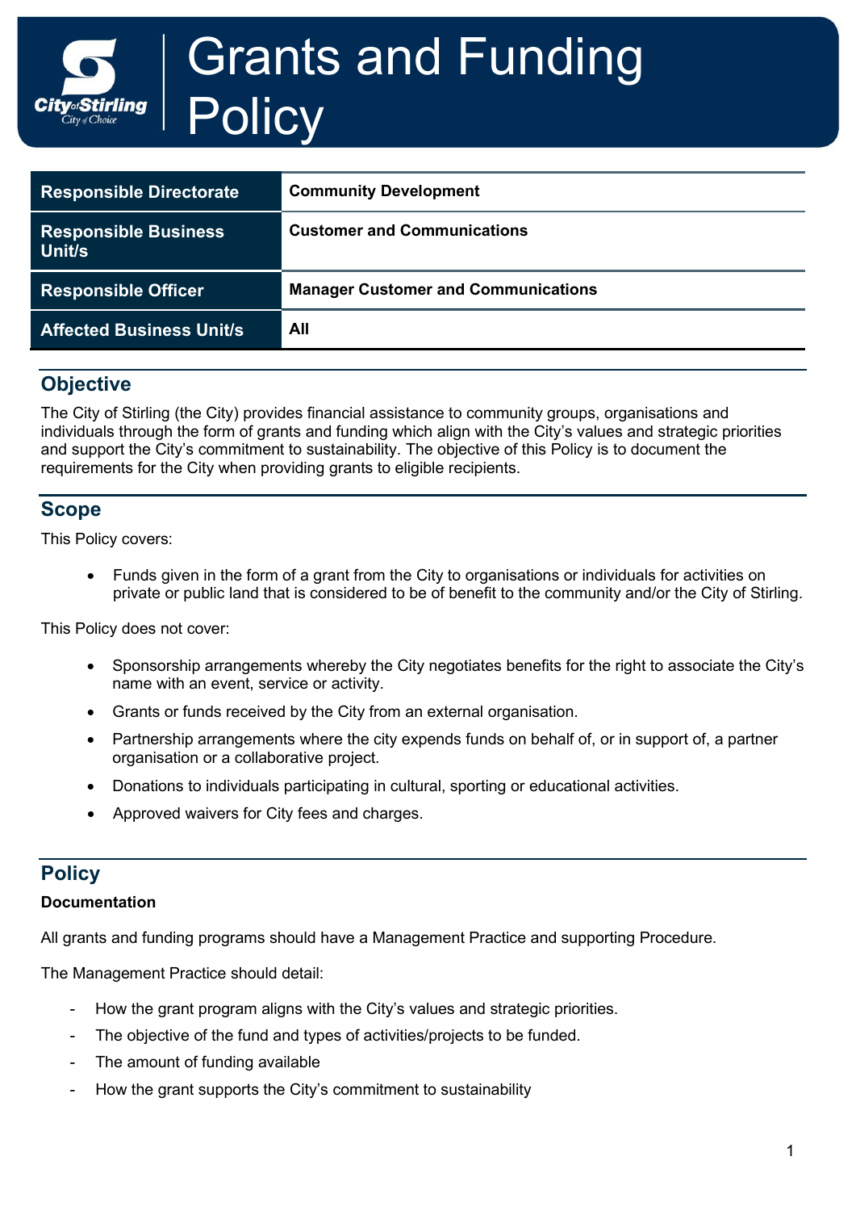# Grants and Funding Policy

| Responsible Directorate | Community Development |
| --- | --- |
| Responsible Business Unit/s | Customer and Communications |
| Responsible Officer | Manager Customer and Communications |
| Affected Business Unit/s | All |

## Objective

The City of Stirling (the City) provides financial assistance to community groups, organisations and individuals through the form of grants and funding which align with the City's values and strategic priorities and support the City's commitment to sustainability. The objective of this Policy is to document the requirements for the City when providing grants to eligible recipients.

## Scope

This Policy covers:

- Funds given in the form of a grant from the City to organisations or individuals for activities on private or public land that is considered to be of benefit to the community and/or the City of Stirling.

This Policy does not cover:

- Sponsorship arrangements whereby the City negotiates benefits for the right to associate the City's name with an event, service or activity.
- Grants or funds received by the City from an external organisation.
- Partnership arrangements where the city expends funds on behalf of, or in support of, a partner organisation or a collaborative project.
- Donations to individuals participating in cultural, sporting or educational activities.
- Approved waivers for City fees and charges.

## Policy

**Documentation**

All grants and funding programs should have a Management Practice and supporting Procedure.

The Management Practice should detail:

- How the grant program aligns with the City's values and strategic priorities.
- The objective of the fund and types of activities/projects to be funded.
- The amount of funding available
- How the grant supports the City's commitment to sustainability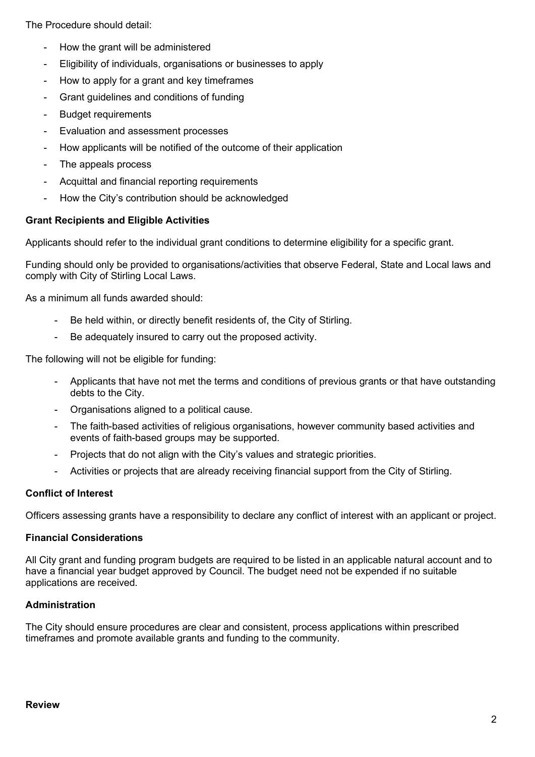The Procedure should detail:

- How the grant will be administered
- Eligibility of individuals, organisations or businesses to apply
- How to apply for a grant and key timeframes
- Grant guidelines and conditions of funding
- Budget requirements
- Evaluation and assessment processes
- How applicants will be notified of the outcome of their application
- The appeals process
- Acquittal and financial reporting requirements
- How the City's contribution should be acknowledged

**Grant Recipients and Eligible Activities**

Applicants should refer to the individual grant conditions to determine eligibility for a specific grant.

Funding should only be provided to organisations/activities that observe Federal, State and Local laws and comply with City of Stirling Local Laws.

As a minimum all funds awarded should:

- Be held within, or directly benefit residents of, the City of Stirling.
- Be adequately insured to carry out the proposed activity.

The following will not be eligible for funding:

- Applicants that have not met the terms and conditions of previous grants or that have outstanding debts to the City.
- Organisations aligned to a political cause.
- The faith-based activities of religious organisations, however community based activities and events of faith-based groups may be supported.
- Projects that do not align with the City's values and strategic priorities.
- Activities or projects that are already receiving financial support from the City of Stirling.

**Conflict of Interest**

Officers assessing grants have a responsibility to declare any conflict of interest with an applicant or project.

**Financial Considerations**

All City grant and funding program budgets are required to be listed in an applicable natural account and to have a financial year budget approved by Council. The budget need not be expended if no suitable applications are received.

**Administration**

The City should ensure procedures are clear and consistent, process applications within prescribed timeframes and promote available grants and funding to the community.

**Review**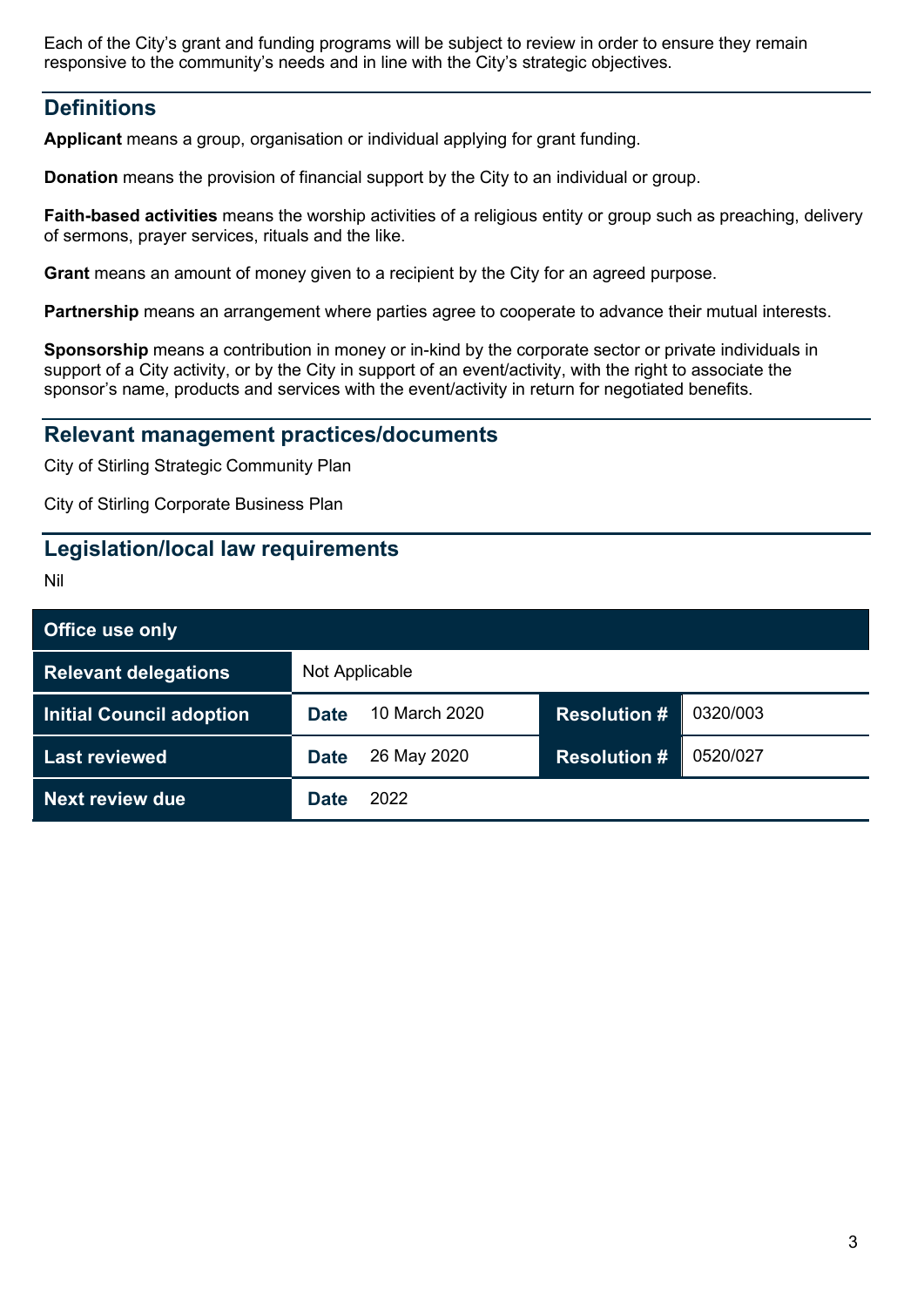Each of the City's grant and funding programs will be subject to review in order to ensure they remain responsive to the community's needs and in line with the City's strategic objectives.

## Definitions

**Applicant** means a group, organisation or individual applying for grant funding.

**Donation** means the provision of financial support by the City to an individual or group.

**Faith-based activities** means the worship activities of a religious entity or group such as preaching, delivery of sermons, prayer services, rituals and the like.

**Grant** means an amount of money given to a recipient by the City for an agreed purpose.

**Partnership** means an arrangement where parties agree to cooperate to advance their mutual interests.

**Sponsorship** means a contribution in money or in-kind by the corporate sector or private individuals in support of a City activity, or by the City in support of an event/activity, with the right to associate the sponsor's name, products and services with the event/activity in return for negotiated benefits.

## Relevant management practices/documents

City of Stirling Strategic Community Plan

City of Stirling Corporate Business Plan

## Legislation/local law requirements

Nil

| Office use only | | | | |
|---|---|---|---|---|
| **Relevant delegations** | Not Applicable | | | |
| **Initial Council adoption** | **Date** | 10 March 2020 | **Resolution #** | 0320/003 |
| **Last reviewed** | **Date** | 26 May 2020 | **Resolution #** | 0520/027 |
| **Next review due** | **Date** | 2022 | | |